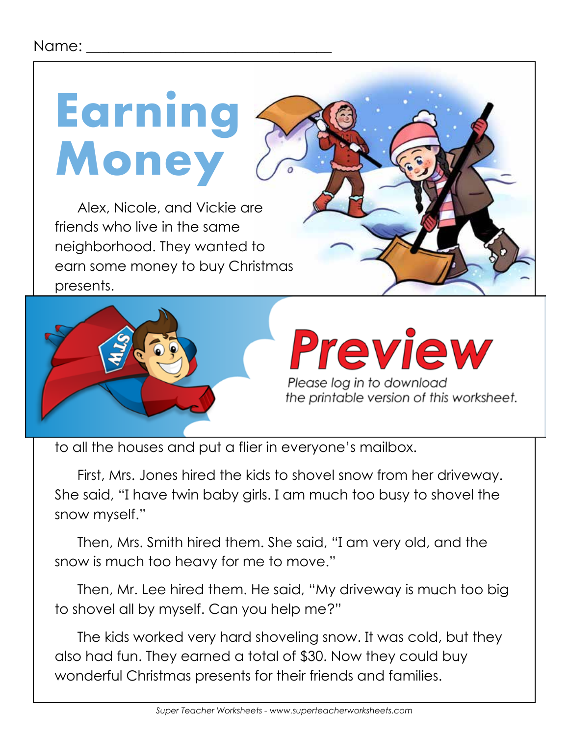Name: ______________________________

# Earning Money

Alex, Nicole, and Vickie are friends who live in the same neighborhood. They wanted to earn some money to buy Christmas presents.

**Preview**

*Please log in to download the printable version of this worksheet.*

to all the houses and put a flier in everyone's mailbox.

First, Mrs. Jones hired the kids to shovel snow from her driveway. She said, "I have twin baby girls. I am much too busy to shovel the snow myself."

Then, Mrs. Smith hired them. She said, "I am very old, and the snow is much too heavy for me to move."

Then, Mr. Lee hired them. He said, "My driveway is much too big to shovel all by myself. Can you help me?"

The kids worked very hard shoveling snow. It was cold, but they also had fun. They earned a total of $30. Now they could buy wonderful Christmas presents for their friends and families.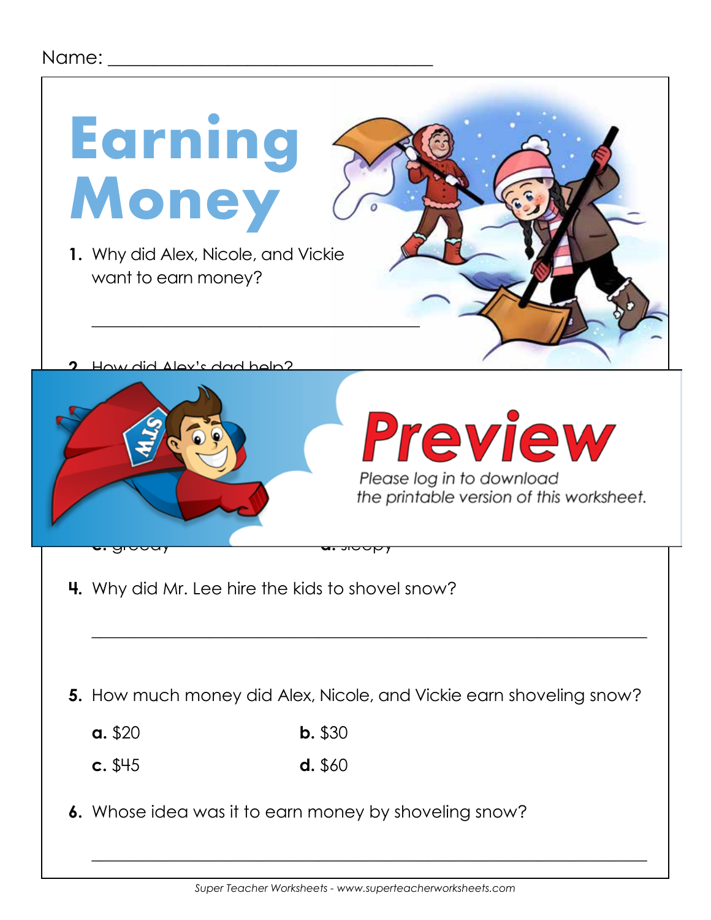Name: ___________________________________

# Earning Money

1. Why did Alex, Nicole, and Vickie want to earn money?

_______________________________________

2. How did Alex's dad help?

**Preview**

*Please log in to download the printable version of this worksheet.*

4. Why did Mr. Lee hire the kids to shovel snow?

_______________________________________________________________

5. How much money did Alex, Nicole, and Vickie earn shoveling snow?

**a.** $20 **b.** $30

**c.** $45 **d.** $60

6. Whose idea was it to earn money by shoveling snow?

_______________________________________________________________

*Super Teacher Worksheets - www.superteacherworksheets.com*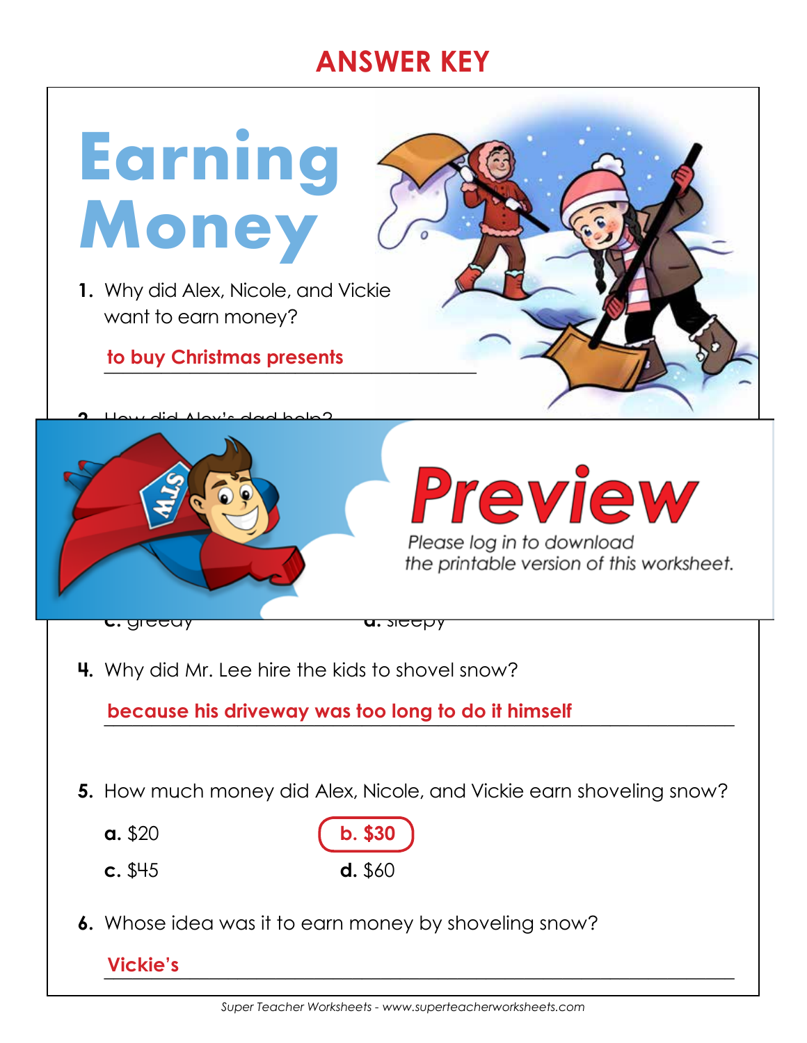# ANSWER KEY

# Earning Money

1. Why did Alex, Nicole, and Vickie want to earn money?

   **to buy Christmas presents**

2. How did Alex's dad help?

**Preview**

Please log in to download the printable version of this worksheet.

   c. greedy &nbsp;&nbsp;&nbsp;&nbsp;&nbsp;&nbsp;&nbsp;&nbsp; d. sleepy

4. Why did Mr. Lee hire the kids to shovel snow?

   **because his driveway was too long to do it himself**

5. How much money did Alex, Nicole, and Vickie earn shoveling snow?

   a. $20 &nbsp;&nbsp;&nbsp;&nbsp;&nbsp;&nbsp;&nbsp;&nbsp; **b. $30**

   c. $45 &nbsp;&nbsp;&nbsp;&nbsp;&nbsp;&nbsp;&nbsp;&nbsp; d. $60

6. Whose idea was it to earn money by shoveling snow?

   **Vickie's**

*Super Teacher Worksheets - www.superteacherworksheets.com*